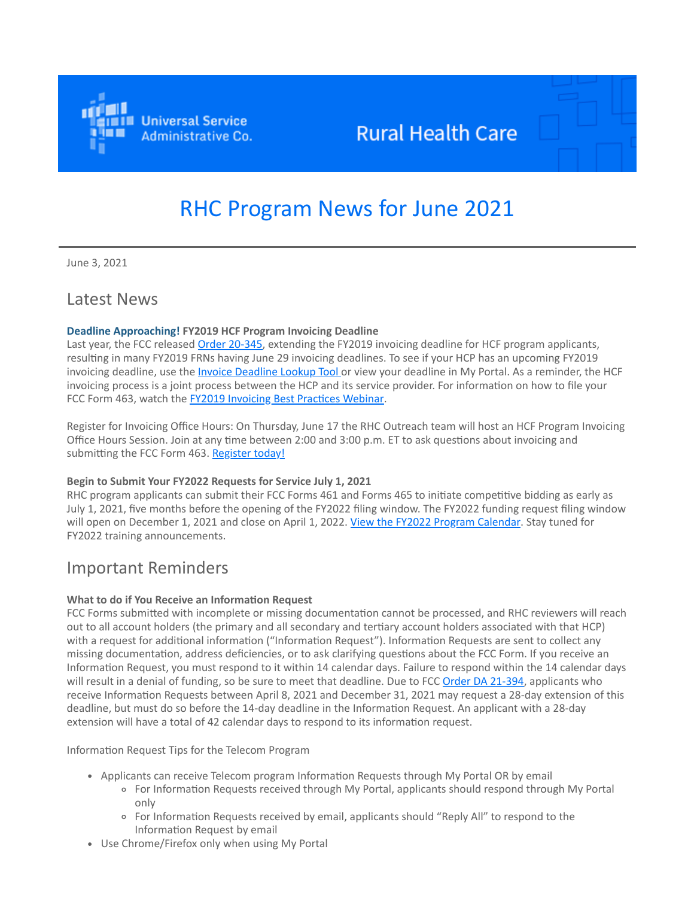Universal Service Administrative Co.

Rural Health Care

# RHC Program News for June 2021

June 3, 2021

## Latest News

**Deadline Approaching! FY2019 HCF Program Invoicing Deadline**

Last year, the FCC released Order 20-345, extending the FY2019 invoicing deadline for HCF program applicants, resulting in many FY2019 FRNs having June 29 invoicing deadlines. To see if your HCP has an upcoming FY2019 invoicing deadline, use the Invoice Deadline Lookup Tool or view your deadline in My Portal. As a reminder, the HCF invoicing process is a joint process between the HCP and its service provider. For information on how to file your FCC Form 463, watch the FY2019 Invoicing Best Practices Webinar.

Register for Invoicing Office Hours: On Thursday, June 17 the RHC Outreach team will host an HCF Program Invoicing Office Hours Session. Join at any time between 2:00 and 3:00 p.m. ET to ask questions about invoicing and submitting the FCC Form 463. Register today!

**Begin to Submit Your FY2022 Requests for Service July 1, 2021**

RHC program applicants can submit their FCC Forms 461 and Forms 465 to initiate competitive bidding as early as July 1, 2021, five months before the opening of the FY2022 filing window. The FY2022 funding request filing window will open on December 1, 2021 and close on April 1, 2022. View the FY2022 Program Calendar. Stay tuned for FY2022 training announcements.

## Important Reminders

**What to do if You Receive an Information Request**

FCC Forms submitted with incomplete or missing documentation cannot be processed, and RHC reviewers will reach out to all account holders (the primary and all secondary and tertiary account holders associated with that HCP) with a request for additional information ("Information Request"). Information Requests are sent to collect any missing documentation, address deficiencies, or to ask clarifying questions about the FCC Form. If you receive an Information Request, you must respond to it within 14 calendar days. Failure to respond within the 14 calendar days will result in a denial of funding, so be sure to meet that deadline. Due to FCC Order DA 21-394, applicants who receive Information Requests between April 8, 2021 and December 31, 2021 may request a 28-day extension of this deadline, but must do so before the 14-day deadline in the Information Request. An applicant with a 28-day extension will have a total of 42 calendar days to respond to its information request.

Information Request Tips for the Telecom Program

- Applicants can receive Telecom program Information Requests through My Portal OR by email
  - For Information Requests received through My Portal, applicants should respond through My Portal only
  - For Information Requests received by email, applicants should "Reply All" to respond to the Information Request by email
- Use Chrome/Firefox only when using My Portal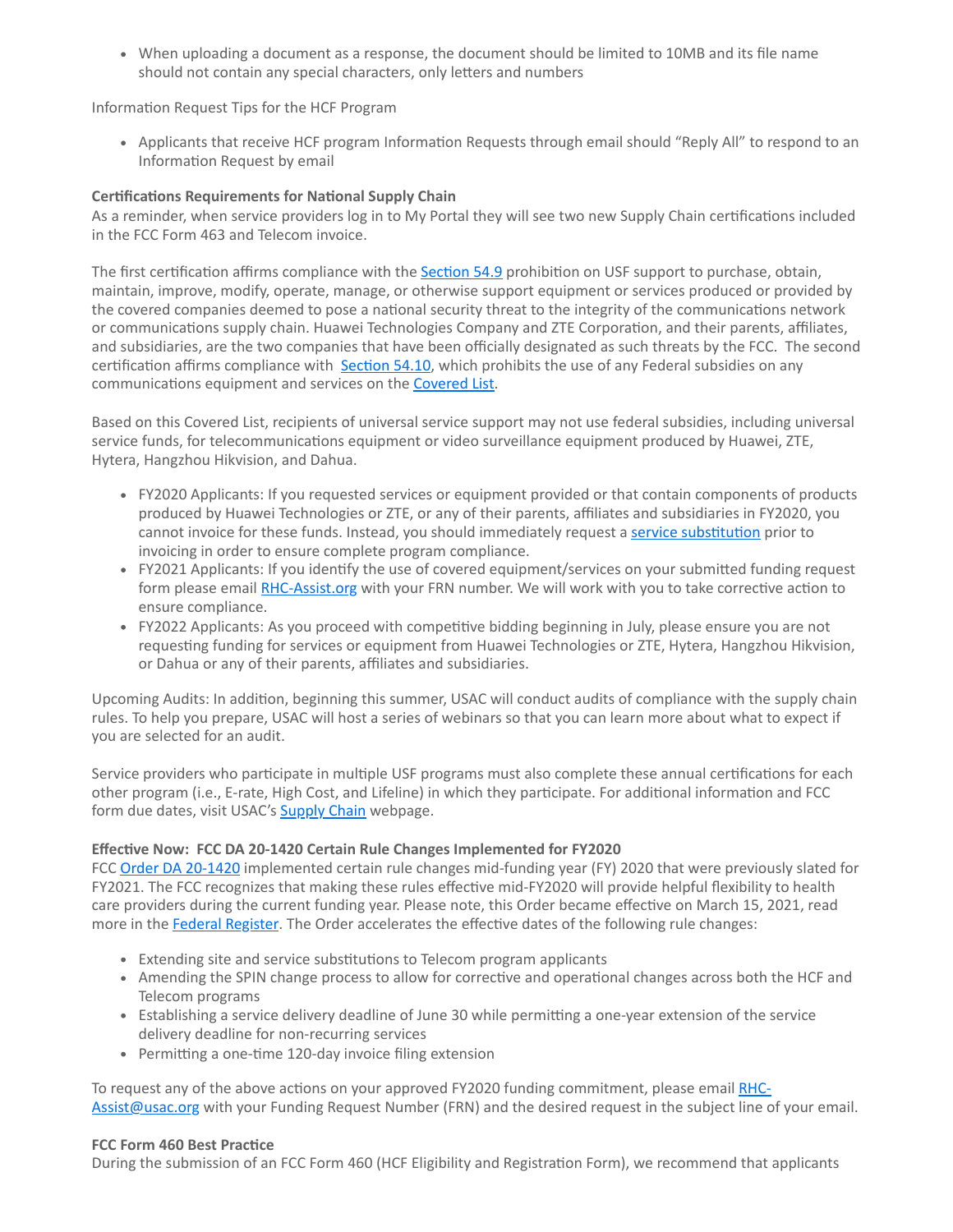- When uploading a document as a response, the document should be limited to 10MB and its file name should not contain any special characters, only letters and numbers

Information Request Tips for the HCF Program

- Applicants that receive HCF program Information Requests through email should "Reply All" to respond to an Information Request by email

**Certifications Requirements for National Supply Chain**
As a reminder, when service providers log in to My Portal they will see two new Supply Chain certifications included in the FCC Form 463 and Telecom invoice.

The first certification affirms compliance with the Section 54.9 prohibition on USF support to purchase, obtain, maintain, improve, modify, operate, manage, or otherwise support equipment or services produced or provided by the covered companies deemed to pose a national security threat to the integrity of the communications network or communications supply chain. Huawei Technologies Company and ZTE Corporation, and their parents, affiliates, and subsidiaries, are the two companies that have been officially designated as such threats by the FCC. The second certification affirms compliance with Section 54.10, which prohibits the use of any Federal subsidies on any communications equipment and services on the Covered List.

Based on this Covered List, recipients of universal service support may not use federal subsidies, including universal service funds, for telecommunications equipment or video surveillance equipment produced by Huawei, ZTE, Hytera, Hangzhou Hikvision, and Dahua.

- FY2020 Applicants: If you requested services or equipment provided or that contain components of products produced by Huawei Technologies or ZTE, or any of their parents, affiliates and subsidiaries in FY2020, you cannot invoice for these funds. Instead, you should immediately request a service substitution prior to invoicing in order to ensure complete program compliance.
- FY2021 Applicants: If you identify the use of covered equipment/services on your submitted funding request form please email RHC-Assist.org with your FRN number. We will work with you to take corrective action to ensure compliance.
- FY2022 Applicants: As you proceed with competitive bidding beginning in July, please ensure you are not requesting funding for services or equipment from Huawei Technologies or ZTE, Hytera, Hangzhou Hikvision, or Dahua or any of their parents, affiliates and subsidiaries.

Upcoming Audits: In addition, beginning this summer, USAC will conduct audits of compliance with the supply chain rules. To help you prepare, USAC will host a series of webinars so that you can learn more about what to expect if you are selected for an audit.

Service providers who participate in multiple USF programs must also complete these annual certifications for each other program (i.e., E-rate, High Cost, and Lifeline) in which they participate. For additional information and FCC form due dates, visit USAC's Supply Chain webpage.

**Effective Now: FCC DA 20-1420 Certain Rule Changes Implemented for FY2020**
FCC Order DA 20-1420 implemented certain rule changes mid-funding year (FY) 2020 that were previously slated for FY2021. The FCC recognizes that making these rules effective mid-FY2020 will provide helpful flexibility to health care providers during the current funding year. Please note, this Order became effective on March 15, 2021, read more in the Federal Register. The Order accelerates the effective dates of the following rule changes:

- Extending site and service substitutions to Telecom program applicants
- Amending the SPIN change process to allow for corrective and operational changes across both the HCF and Telecom programs
- Establishing a service delivery deadline of June 30 while permitting a one-year extension of the service delivery deadline for non-recurring services
- Permitting a one-time 120-day invoice filing extension

To request any of the above actions on your approved FY2020 funding commitment, please email RHC-Assist@usac.org with your Funding Request Number (FRN) and the desired request in the subject line of your email.

**FCC Form 460 Best Practice**
During the submission of an FCC Form 460 (HCF Eligibility and Registration Form), we recommend that applicants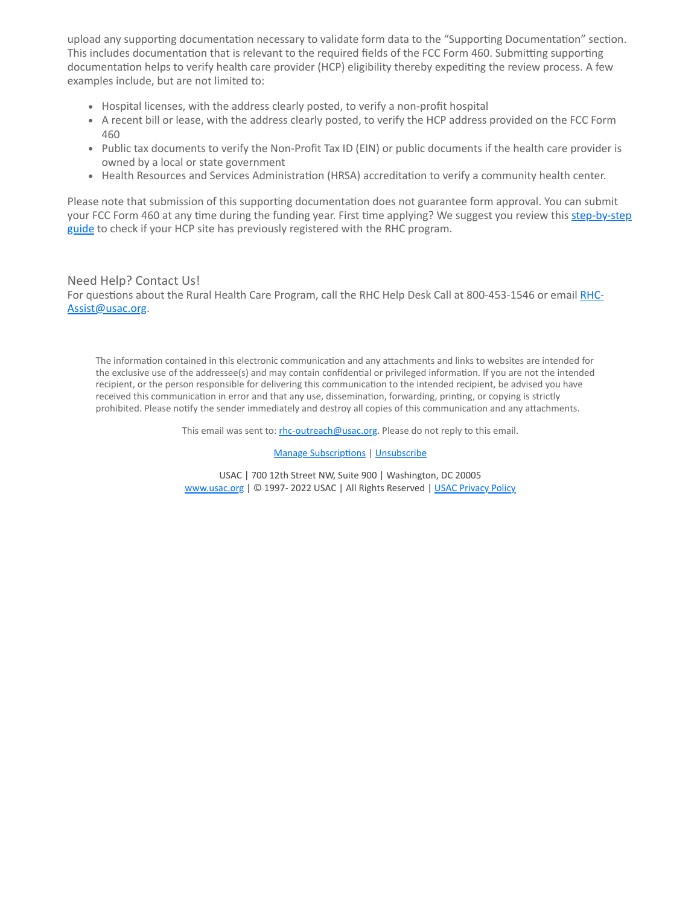upload any supporting documentation necessary to validate form data to the "Supporting Documentation" section. This includes documentation that is relevant to the required fields of the FCC Form 460. Submitting supporting documentation helps to verify health care provider (HCP) eligibility thereby expediting the review process. A few examples include, but are not limited to:

- Hospital licenses, with the address clearly posted, to verify a non-profit hospital
- A recent bill or lease, with the address clearly posted, to verify the HCP address provided on the FCC Form 460
- Public tax documents to verify the Non-Profit Tax ID (EIN) or public documents if the health care provider is owned by a local or state government
- Health Resources and Services Administration (HRSA) accreditation to verify a community health center.

Please note that submission of this supporting documentation does not guarantee form approval. You can submit your FCC Form 460 at any time during the funding year. First time applying? We suggest you review this step-by-step guide to check if your HCP site has previously registered with the RHC program.

## Need Help? Contact Us!

For questions about the Rural Health Care Program, call the RHC Help Desk Call at 800-453-1546 or email RHC-Assist@usac.org.

The information contained in this electronic communication and any attachments and links to websites are intended for the exclusive use of the addressee(s) and may contain confidential or privileged information. If you are not the intended recipient, or the person responsible for delivering this communication to the intended recipient, be advised you have received this communication in error and that any use, dissemination, forwarding, printing, or copying is strictly prohibited. Please notify the sender immediately and destroy all copies of this communication and any attachments.

This email was sent to: rhc-outreach@usac.org. Please do not reply to this email.

Manage Subscriptions | Unsubscribe

USAC | 700 12th Street NW, Suite 900 | Washington, DC 20005
www.usac.org | © 1997- 2022 USAC | All Rights Reserved | USAC Privacy Policy